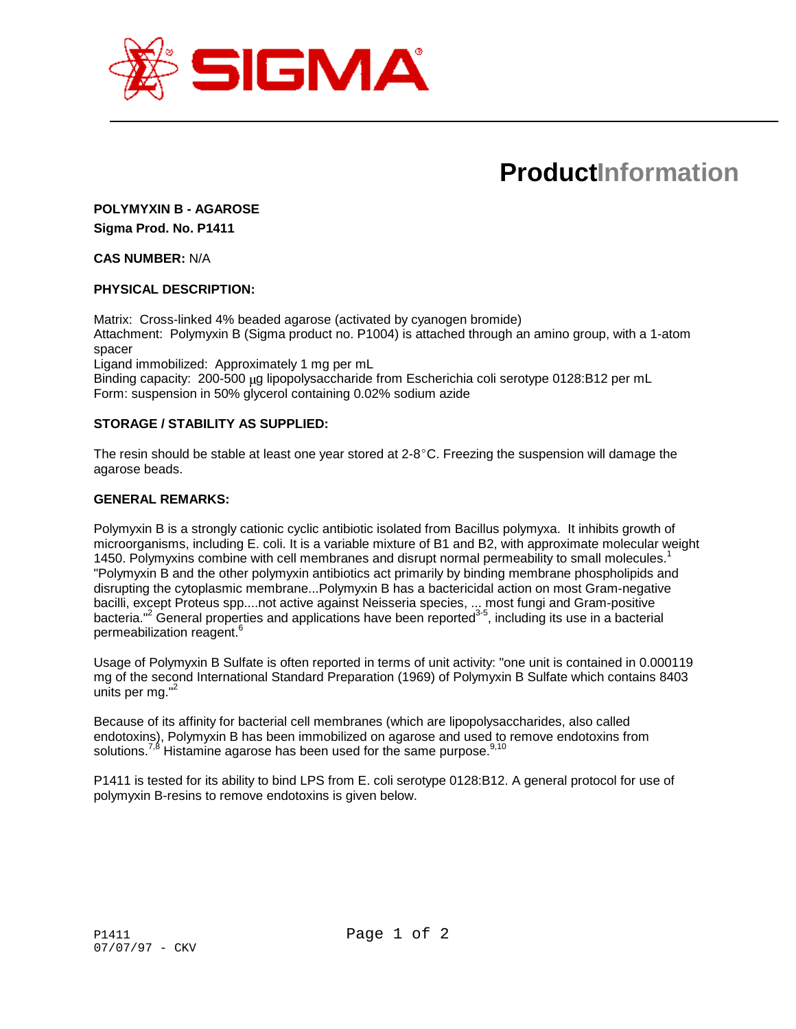SIGMA

# ProductInformation

**POLYMYXIN B - AGAROSE**
**Sigma Prod. No. P1411**

**CAS NUMBER:** N/A

**PHYSICAL DESCRIPTION:**

Matrix: Cross-linked 4% beaded agarose (activated by cyanogen bromide)
Attachment: Polymyxin B (Sigma product no. P1004) is attached through an amino group, with a 1-atom spacer
Ligand immobilized: Approximately 1 mg per mL
Binding capacity: 200-500 μg lipopolysaccharide from Escherichia coli serotype 0128:B12 per mL
Form: suspension in 50% glycerol containing 0.02% sodium azide

**STORAGE / STABILITY AS SUPPLIED:**

The resin should be stable at least one year stored at 2-8°C. Freezing the suspension will damage the agarose beads.

**GENERAL REMARKS:**

Polymyxin B is a strongly cationic cyclic antibiotic isolated from Bacillus polymyxa. It inhibits growth of microorganisms, including E. coli. It is a variable mixture of B1 and B2, with approximate molecular weight 1450. Polymyxins combine with cell membranes and disrupt normal permeability to small molecules.[1] "Polymyxin B and the other polymyxin antibiotics act primarily by binding membrane phospholipids and disrupting the cytoplasmic membrane...Polymyxin B has a bactericidal action on most Gram-negative bacilli, except Proteus spp....not active against Neisseria species, ... most fungi and Gram-positive bacteria."[2] General properties and applications have been reported[3-5], including its use in a bacterial permeabilization reagent.[6]

Usage of Polymyxin B Sulfate is often reported in terms of unit activity: "one unit is contained in 0.000119 mg of the second International Standard Preparation (1969) of Polymyxin B Sulfate which contains 8403 units per mg."[2]

Because of its affinity for bacterial cell membranes (which are lipopolysaccharides, also called endotoxins), Polymyxin B has been immobilized on agarose and used to remove endotoxins from solutions.[7,8] Histamine agarose has been used for the same purpose.[9,10]

P1411 is tested for its ability to bind LPS from E. coli serotype 0128:B12. A general protocol for use of polymyxin B-resins to remove endotoxins is given below.

P1411
07/07/97 - CKV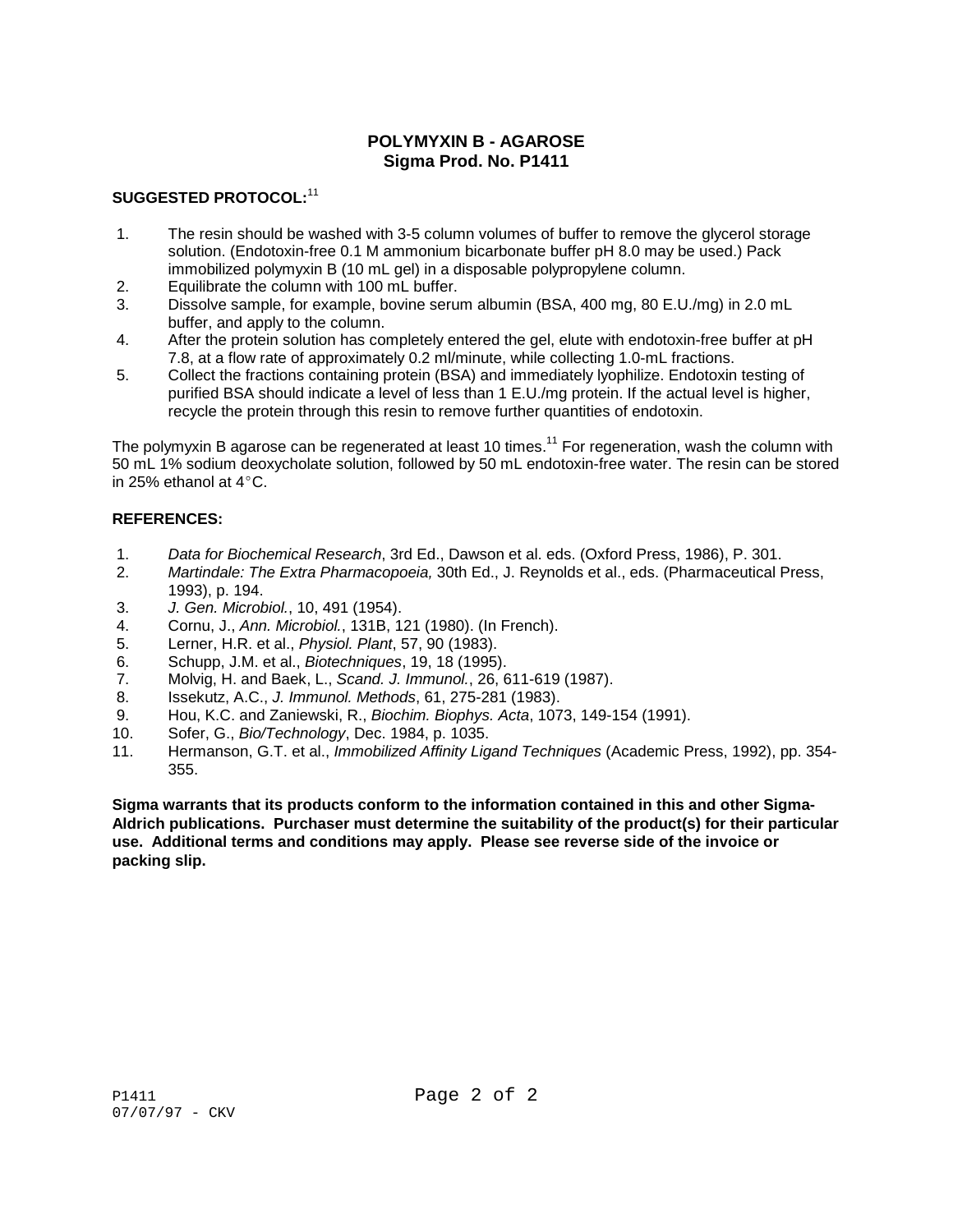# POLYMYXIN B - AGAROSE
## Sigma Prod. No. P1411

**SUGGESTED PROTOCOL:**[11]

1. The resin should be washed with 3-5 column volumes of buffer to remove the glycerol storage solution. (Endotoxin-free 0.1 M ammonium bicarbonate buffer pH 8.0 may be used.) Pack immobilized polymyxin B (10 mL gel) in a disposable polypropylene column.
2. Equilibrate the column with 100 mL buffer.
3. Dissolve sample, for example, bovine serum albumin (BSA, 400 mg, 80 E.U./mg) in 2.0 mL buffer, and apply to the column.
4. After the protein solution has completely entered the gel, elute with endotoxin-free buffer at pH 7.8, at a flow rate of approximately 0.2 ml/minute, while collecting 1.0-mL fractions.
5. Collect the fractions containing protein (BSA) and immediately lyophilize. Endotoxin testing of purified BSA should indicate a level of less than 1 E.U./mg protein. If the actual level is higher, recycle the protein through this resin to remove further quantities of endotoxin.

The polymyxin B agarose can be regenerated at least 10 times.[11] For regeneration, wash the column with 50 mL 1% sodium deoxycholate solution, followed by 50 mL endotoxin-free water. The resin can be stored in 25% ethanol at 4°C.

**REFERENCES:**

1. *Data for Biochemical Research*, 3rd Ed., Dawson et al. eds. (Oxford Press, 1986), P. 301.
2. *Martindale: The Extra Pharmacopoeia,* 30th Ed., J. Reynolds et al., eds. (Pharmaceutical Press, 1993), p. 194.
3. *J. Gen. Microbiol.*, 10, 491 (1954).
4. Cornu, J., *Ann. Microbiol.*, 131B, 121 (1980). (In French).
5. Lerner, H.R. et al., *Physiol. Plant*, 57, 90 (1983).
6. Schupp, J.M. et al., *Biotechniques*, 19, 18 (1995).
7. Molvig, H. and Baek, L., *Scand. J. Immunol.*, 26, 611-619 (1987).
8. Issekutz, A.C., *J. Immunol. Methods*, 61, 275-281 (1983).
9. Hou, K.C. and Zaniewski, R., *Biochim. Biophys. Acta*, 1073, 149-154 (1991).
10. Sofer, G., *Bio/Technology*, Dec. 1984, p. 1035.
11. Hermanson, G.T. et al., *Immobilized Affinity Ligand Techniques* (Academic Press, 1992), pp. 354-355.

**Sigma warrants that its products conform to the information contained in this and other Sigma-Aldrich publications. Purchaser must determine the suitability of the product(s) for their particular use. Additional terms and conditions may apply. Please see reverse side of the invoice or packing slip.**

P1411
07/07/97 - CKV